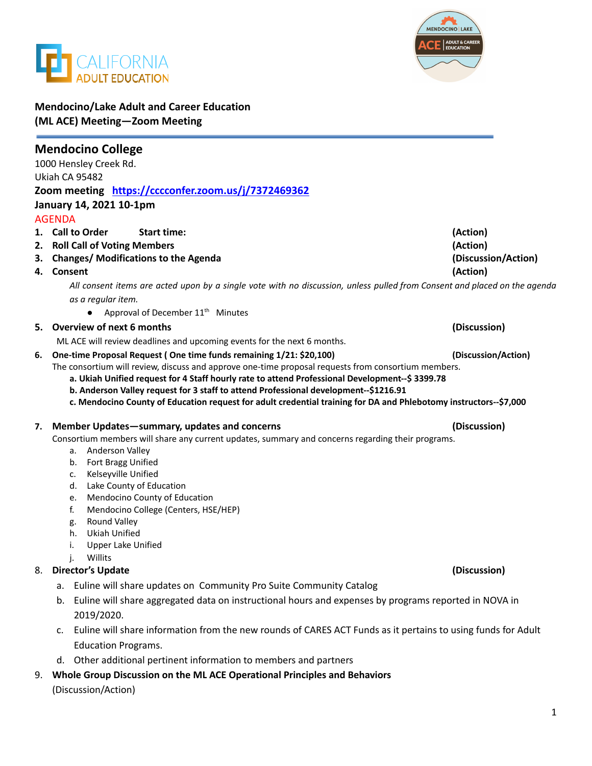**Mendocino/Lake Adult and Career Education (ML ACE) Meeting—Zoom Meeting**

## Mendocino College

1000 Hensley Creek Rd.
Ukiah CA 95482

**Zoom meeting** **https://cccconfer.zoom.us/j/7372469362**

**January 14, 2021 10-1pm**

AGENDA

1. **Call to Order Start time:** **(Action)**
2. **Roll Call of Voting Members** **(Action)**
3. **Changes/ Modifications to the Agenda** **(Discussion/Action)**
4. **Consent** **(Action)**

   *All consent items are acted upon by a single vote with no discussion, unless pulled from Consent and placed on the agenda as a regular item.*

   - Approval of December 11th Minutes

5. **Overview of next 6 months** **(Discussion)**

   ML ACE will review deadlines and upcoming events for the next 6 months.

6. **One-time Proposal Request ( One time funds remaining 1/21: $20,100)** **(Discussion/Action)**

   The consortium will review, discuss and approve one-time proposal requests from consortium members.

   **a. Ukiah Unified request for 4 Staff hourly rate to attend Professional Development--$ 3399.78**
   **b. Anderson Valley request for 3 staff to attend Professional development--$1216.91**
   **c. Mendocino County of Education request for adult credential training for DA and Phlebotomy instructors--$7,000**

7. **Member Updates—summary, updates and concerns** **(Discussion)**

   Consortium members will share any current updates, summary and concerns regarding their programs.

   a. Anderson Valley
   b. Fort Bragg Unified
   c. Kelseyville Unified
   d. Lake County of Education
   e. Mendocino County of Education
   f. Mendocino College (Centers, HSE/HEP)
   g. Round Valley
   h. Ukiah Unified
   i. Upper Lake Unified
   j. Willits

8. **Director's Update** **(Discussion)**

   a. Euline will share updates on Community Pro Suite Community Catalog
   b. Euline will share aggregated data on instructional hours and expenses by programs reported in NOVA in 2019/2020.
   c. Euline will share information from the new rounds of CARES ACT Funds as it pertains to using funds for Adult Education Programs.
   d. Other additional pertinent information to members and partners

9. **Whole Group Discussion on the ML ACE Operational Principles and Behaviors**

   (Discussion/Action)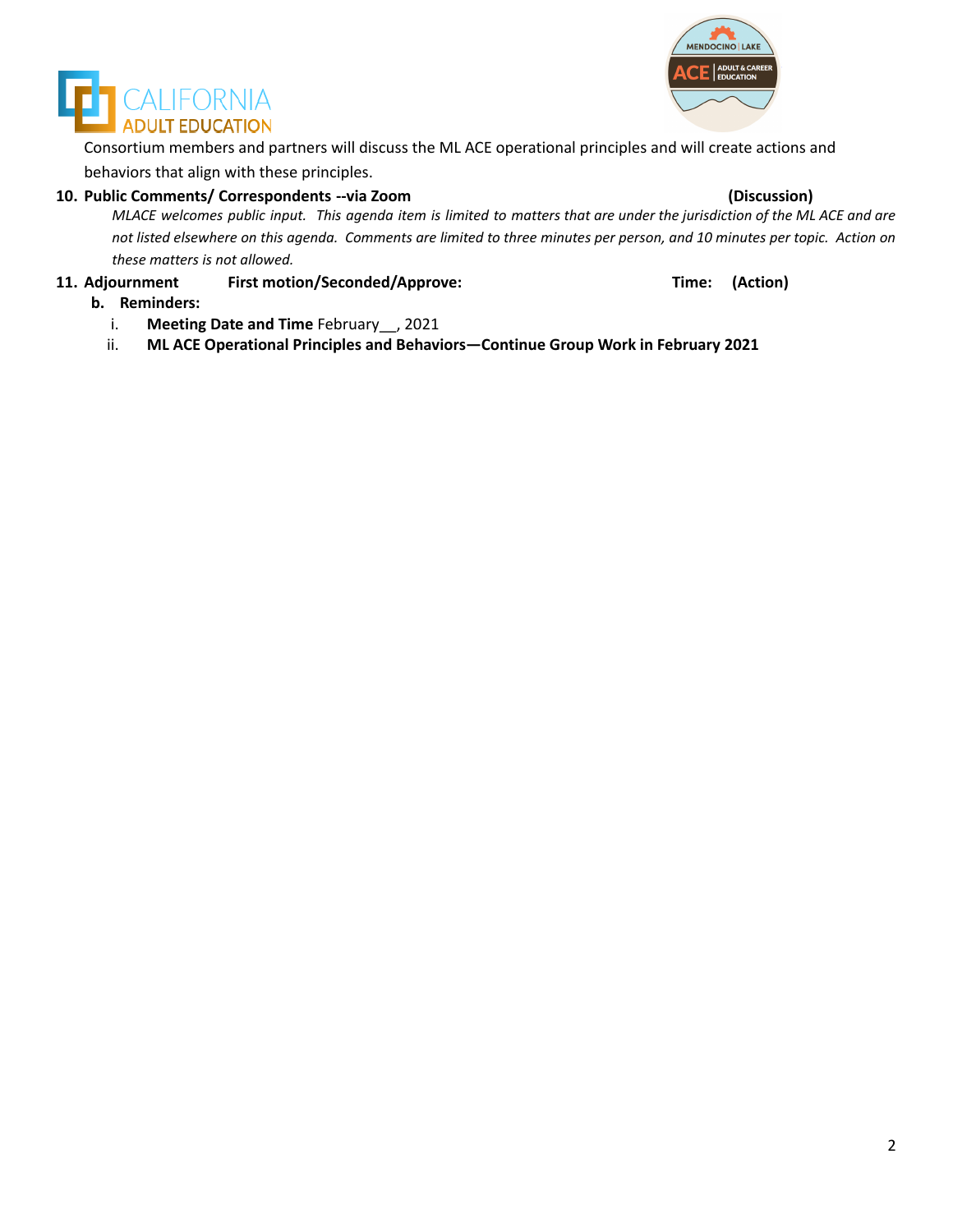Consortium members and partners will discuss the ML ACE operational principles and will create actions and behaviors that align with these principles.

**10. Public Comments/ Correspondents --via Zoom** **(Discussion)**

*MLACE welcomes public input. This agenda item is limited to matters that are under the jurisdiction of the ML ACE and are not listed elsewhere on this agenda. Comments are limited to three minutes per person, and 10 minutes per topic. Action on these matters is not allowed.*

**11. Adjournment** **First motion/Seconded/Approve:** **Time:** **(Action)**

**b. Reminders:**

i. **Meeting Date and Time** February__, 2021

ii. **ML ACE Operational Principles and Behaviors—Continue Group Work in February 2021**